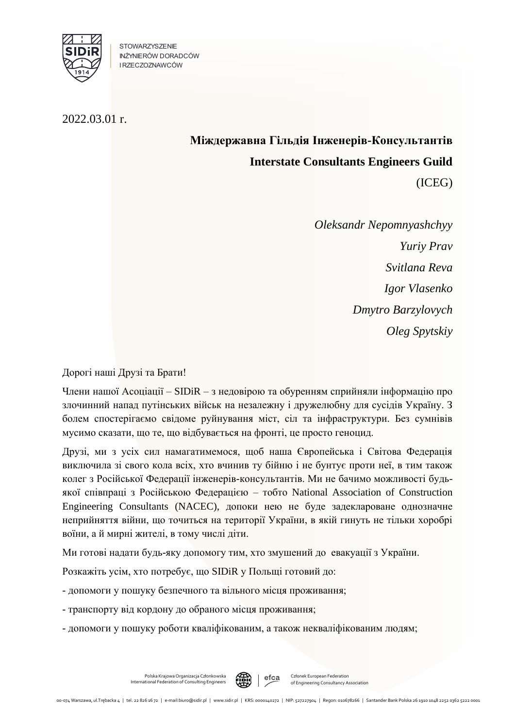STOWARZYSZENIE
INŻYNIERÓW DORADCÓW
I RZECZOZNAWCÓW

2022.03.01 r.

**Міждержавна Гільдія Інженерів-Консультантів**

**Interstate Consultants Engineers Guild**

(ICEG)

*Oleksandr Nepomnyashchyy*

*Yuriy Prav*

*Svitlana Reva*

*Igor Vlasenko*

*Dmytro Barzylovych*

*Oleg Spytskiy*

Дорогі наші Друзі та Брати!

Члени нашої Асоціації – SIDiR – з недовірою та обуренням сприйняли інформацію про злочинний напад путінських військ на незалежну і дружелюбну для сусідів Україну. З болем спостерігаємо свідоме руйнування міст, сіл та інфраструктури. Без сумнівів мусимо сказати, що те, що відбувається на фронті, це просто геноцид.

Друзі, ми з усіх сил намагатимемося, щоб наша Європейська і Світова Федерація виключила зі свого кола всіх, хто вчинив ту бійню і не бунтує проти неї, в тим також колег з Російської Федерації інженерів-консультантів. Ми не бачимо можливості будь-якої співпраці з Російською Федерацією – тобто National Association of Construction Engineering Consultants (NACEC), допоки нею не буде задекларoване однозначне неприйняття війни, що точиться на території України, в якій гинуть не тільки хоробрі воїни, а й мирні жителі, в тому числі діти.

Ми готові надати будь-яку допомогу тим, хто змушений до евакуації з України.

Розкажіть усім, хто потребує, що SIDiR у Польщі готовий до:

- допомоги у пошуку безпечного та вільного місця проживання;

- транспорту від кордону до обраного місця проживання;

- допомоги у пошуку роботи кваліфікованим, а також некваліфікованим людям;

Polska Krajowa Organizacja Członkowska International Federation of Consulting Engineers | efca | Członek European Federation of Engineering Consultancy Association

00-074 Warszawa, ul.Trębacka 4 | tel. 22 826 16 72 | e-mail:biuro@sidir.pl | www.sidir.pl | KRS: 0000140272 | NIP: 527227904 | Regon: 010678266 | Santander Bank Polska 26 1910 1048 2252 0362 5222 0001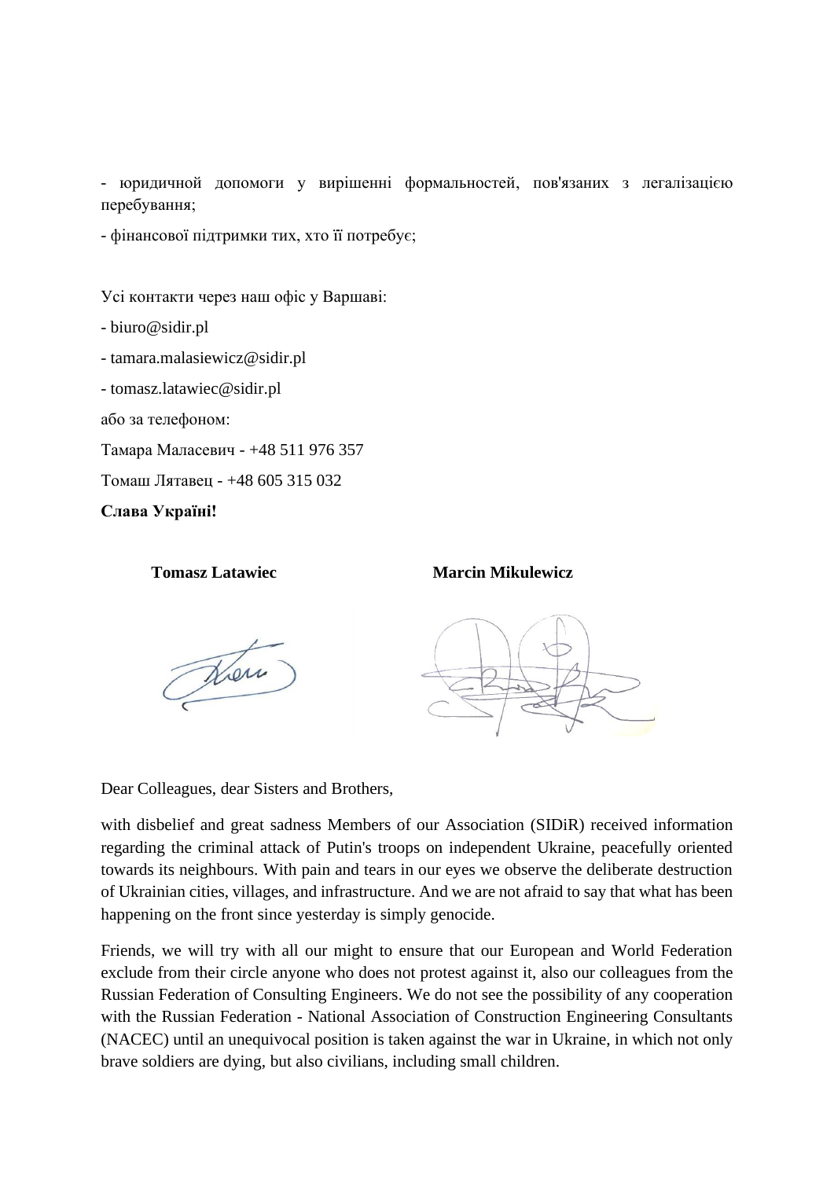- юридичной допомоги у вирішенні формальностей, пов'язаних з легалізацією перебування;

- фінансової підтримки тих, хто її потребує;

Усі контакти через наш офіс у Варшаві:

- biuro@sidir.pl
- tamara.malasiewicz@sidir.pl
- tomasz.latawiec@sidir.pl

або за телефоном:

Тамара Маласевич - +48 511 976 357

Томаш Лятавец - +48 605 315 032

**Слава Україні!**

**Tomasz Latawiec** **Marcin Mikulewicz**

Dear Colleagues, dear Sisters and Brothers,

with disbelief and great sadness Members of our Association (SIDiR) received information regarding the criminal attack of Putin's troops on independent Ukraine, peacefully oriented towards its neighbours. With pain and tears in our eyes we observe the deliberate destruction of Ukrainian cities, villages, and infrastructure. And we are not afraid to say that what has been happening on the front since yesterday is simply genocide.

Friends, we will try with all our might to ensure that our European and World Federation exclude from their circle anyone who does not protest against it, also our colleagues from the Russian Federation of Consulting Engineers. We do not see the possibility of any cooperation with the Russian Federation - National Association of Construction Engineering Consultants (NACEC) until an unequivocal position is taken against the war in Ukraine, in which not only brave soldiers are dying, but also civilians, including small children.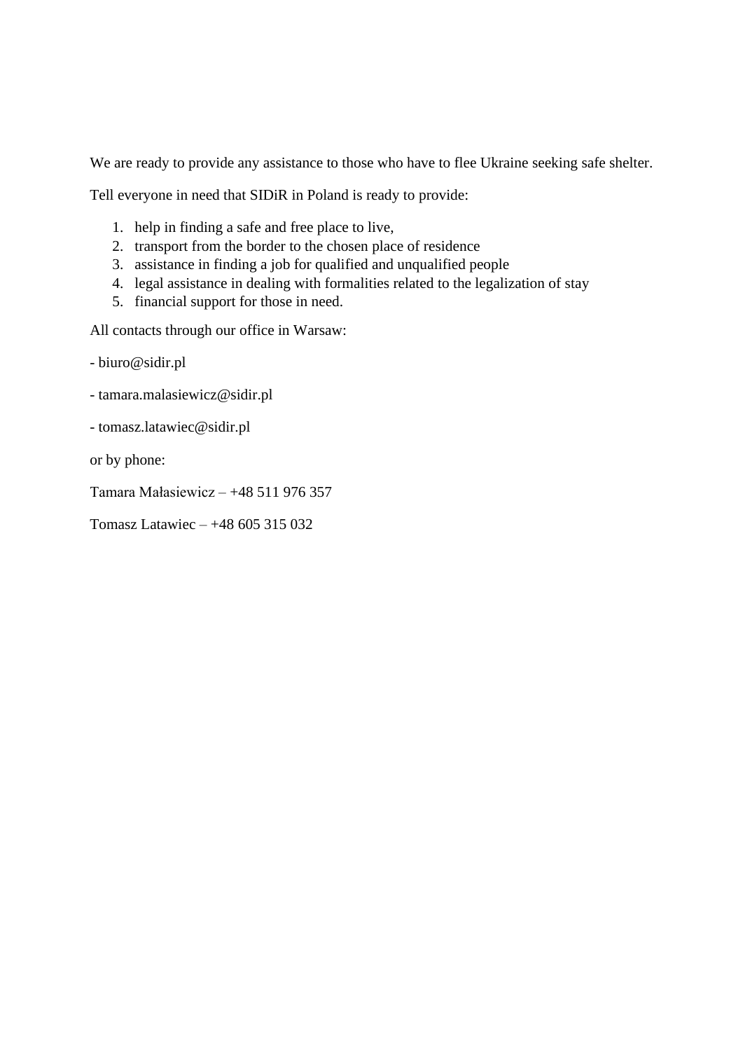We are ready to provide any assistance to those who have to flee Ukraine seeking safe shelter.

Tell everyone in need that SIDiR in Poland is ready to provide:

1. help in finding a safe and free place to live,
2. transport from the border to the chosen place of residence
3. assistance in finding a job for qualified and unqualified people
4. legal assistance in dealing with formalities related to the legalization of stay
5. financial support for those in need.

All contacts through our office in Warsaw:

- biuro@sidir.pl

- tamara.malasiewicz@sidir.pl

- tomasz.latawiec@sidir.pl

or by phone:

Tamara Małasiewicz – +48 511 976 357

Tomasz Latawiec – +48 605 315 032